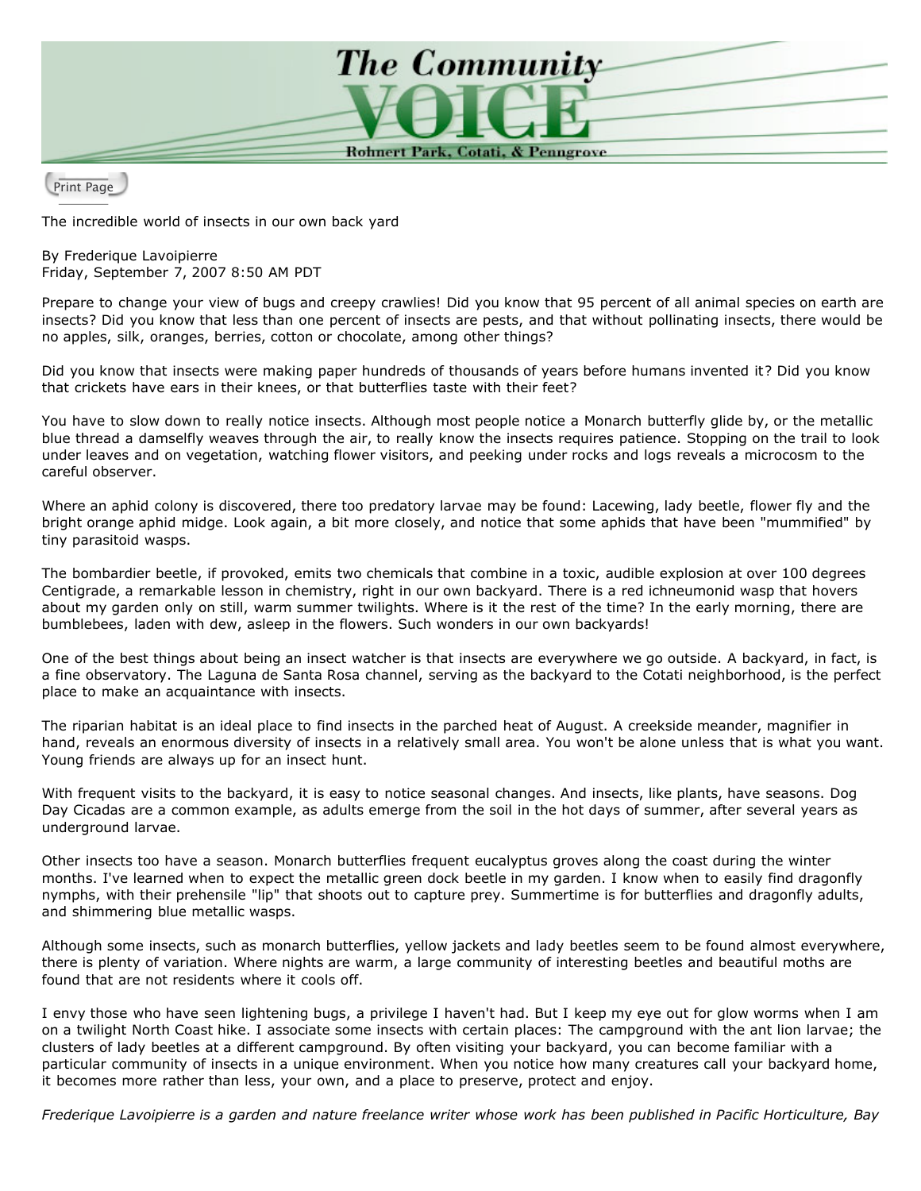# The Community VOICE

Rohnert Park, Cotati, & Penngrove

Print Page

The incredible world of insects in our own back yard

By Frederique Lavoipierre
Friday, September 7, 2007 8:50 AM PDT

Prepare to change your view of bugs and creepy crawlies! Did you know that 95 percent of all animal species on earth are insects? Did you know that less than one percent of insects are pests, and that without pollinating insects, there would be no apples, silk, oranges, berries, cotton or chocolate, among other things?

Did you know that insects were making paper hundreds of thousands of years before humans invented it? Did you know that crickets have ears in their knees, or that butterflies taste with their feet?

You have to slow down to really notice insects. Although most people notice a Monarch butterfly glide by, or the metallic blue thread a damselfly weaves through the air, to really know the insects requires patience. Stopping on the trail to look under leaves and on vegetation, watching flower visitors, and peeking under rocks and logs reveals a microcosm to the careful observer.

Where an aphid colony is discovered, there too predatory larvae may be found: Lacewing, lady beetle, flower fly and the bright orange aphid midge. Look again, a bit more closely, and notice that some aphids that have been "mummified" by tiny parasitoid wasps.

The bombardier beetle, if provoked, emits two chemicals that combine in a toxic, audible explosion at over 100 degrees Centigrade, a remarkable lesson in chemistry, right in our own backyard. There is a red ichneumonid wasp that hovers about my garden only on still, warm summer twilights. Where is it the rest of the time? In the early morning, there are bumblebees, laden with dew, asleep in the flowers. Such wonders in our own backyards!

One of the best things about being an insect watcher is that insects are everywhere we go outside. A backyard, in fact, is a fine observatory. The Laguna de Santa Rosa channel, serving as the backyard to the Cotati neighborhood, is the perfect place to make an acquaintance with insects.

The riparian habitat is an ideal place to find insects in the parched heat of August. A creekside meander, magnifier in hand, reveals an enormous diversity of insects in a relatively small area. You won't be alone unless that is what you want. Young friends are always up for an insect hunt.

With frequent visits to the backyard, it is easy to notice seasonal changes. And insects, like plants, have seasons. Dog Day Cicadas are a common example, as adults emerge from the soil in the hot days of summer, after several years as underground larvae.

Other insects too have a season. Monarch butterflies frequent eucalyptus groves along the coast during the winter months. I've learned when to expect the metallic green dock beetle in my garden. I know when to easily find dragonfly nymphs, with their prehensile "lip" that shoots out to capture prey. Summertime is for butterflies and dragonfly adults, and shimmering blue metallic wasps.

Although some insects, such as monarch butterflies, yellow jackets and lady beetles seem to be found almost everywhere, there is plenty of variation. Where nights are warm, a large community of interesting beetles and beautiful moths are found that are not residents where it cools off.

I envy those who have seen lightening bugs, a privilege I haven't had. But I keep my eye out for glow worms when I am on a twilight North Coast hike. I associate some insects with certain places: The campground with the ant lion larvae; the clusters of lady beetles at a different campground. By often visiting your backyard, you can become familiar with a particular community of insects in a unique environment. When you notice how many creatures call your backyard home, it becomes more rather than less, your own, and a place to preserve, protect and enjoy.

*Frederique Lavoipierre is a garden and nature freelance writer whose work has been published in Pacific Horticulture, Bay*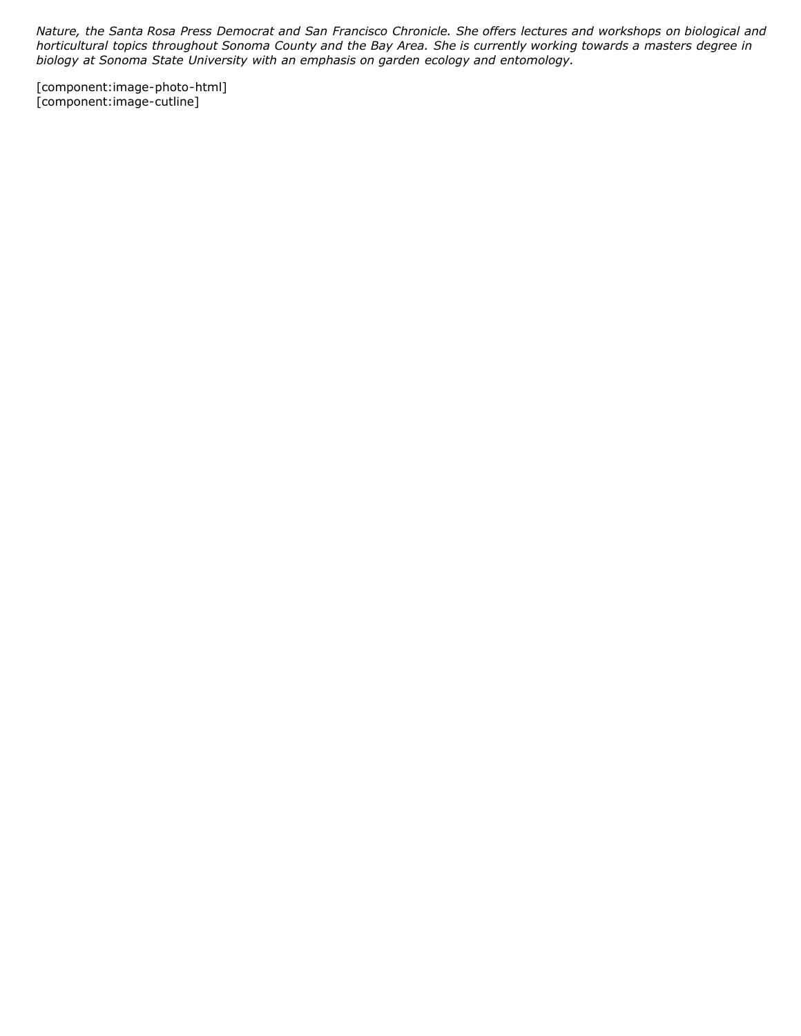*Nature, the Santa Rosa Press Democrat and San Francisco Chronicle. She offers lectures and workshops on biological and horticultural topics throughout Sonoma County and the Bay Area. She is currently working towards a masters degree in biology at Sonoma State University with an emphasis on garden ecology and entomology.*

[component:image-photo-html]
[component:image-cutline]